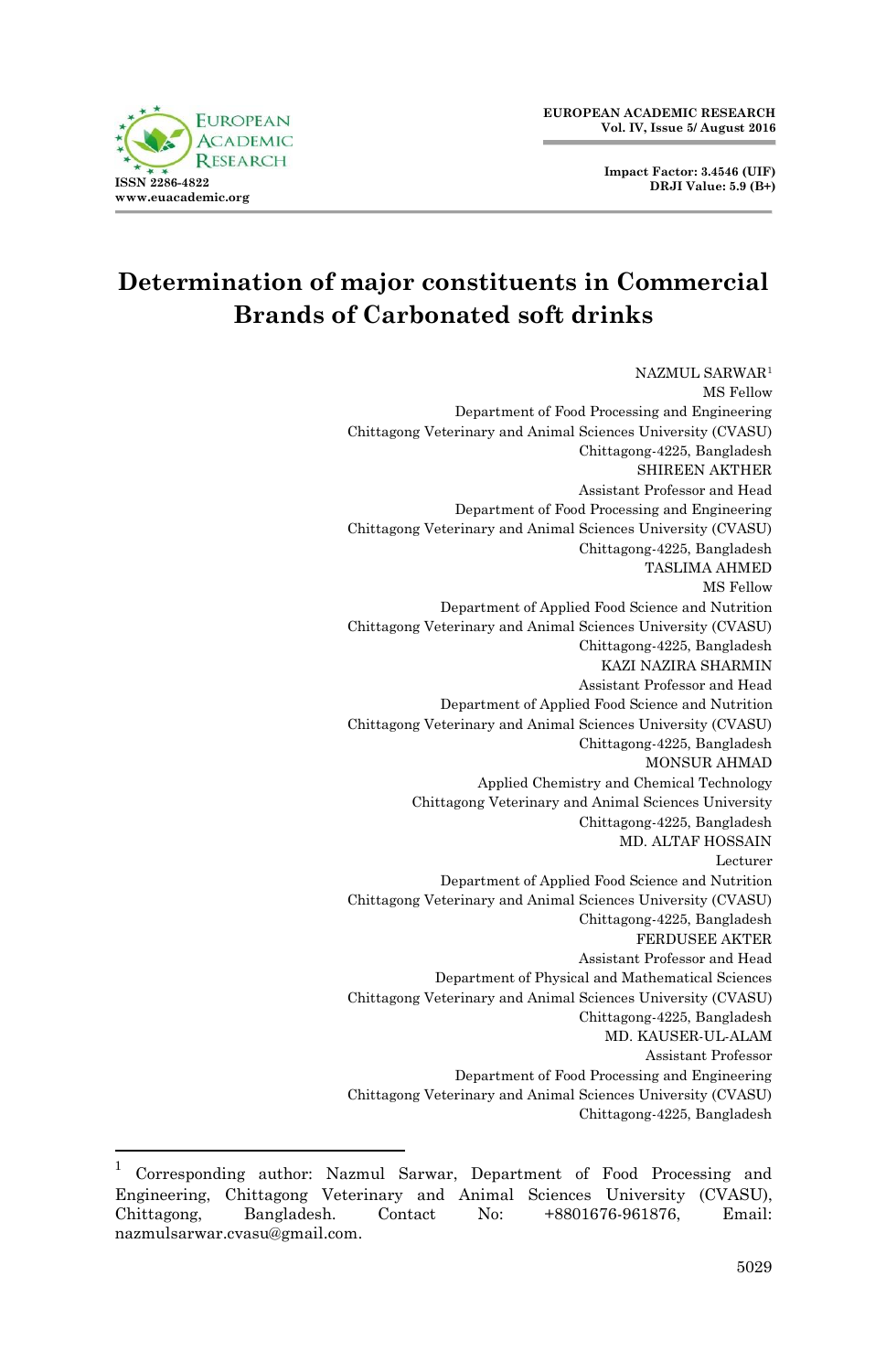# Determination of major constituents in Commercial Brands of Carbonated soft drinks

NAZMUL SARWAR[1]
MS Fellow
Department of Food Processing and Engineering
Chittagong Veterinary and Animal Sciences University (CVASU)
Chittagong-4225, Bangladesh

SHIREEN AKTHER
Assistant Professor and Head
Department of Food Processing and Engineering
Chittagong Veterinary and Animal Sciences University (CVASU)
Chittagong-4225, Bangladesh

TASLIMA AHMED
MS Fellow
Department of Applied Food Science and Nutrition
Chittagong Veterinary and Animal Sciences University (CVASU)
Chittagong-4225, Bangladesh

KAZI NAZIRA SHARMIN
Assistant Professor and Head
Department of Applied Food Science and Nutrition
Chittagong Veterinary and Animal Sciences University (CVASU)
Chittagong-4225, Bangladesh

MONSUR AHMAD
Applied Chemistry and Chemical Technology
Chittagong Veterinary and Animal Sciences University
Chittagong-4225, Bangladesh

MD. ALTAF HOSSAIN
Lecturer
Department of Applied Food Science and Nutrition
Chittagong Veterinary and Animal Sciences University (CVASU)
Chittagong-4225, Bangladesh

FERDUSEE AKTER
Assistant Professor and Head
Department of Physical and Mathematical Sciences
Chittagong Veterinary and Animal Sciences University (CVASU)
Chittagong-4225, Bangladesh

MD. KAUSER-UL-ALAM
Assistant Professor
Department of Food Processing and Engineering
Chittagong Veterinary and Animal Sciences University (CVASU)
Chittagong-4225, Bangladesh

---

[1] Corresponding author: Nazmul Sarwar, Department of Food Processing and Engineering, Chittagong Veterinary and Animal Sciences University (CVASU), Chittagong, Bangladesh. Contact No: +8801676-961876, Email: nazmulsarwar.cvasu@gmail.com.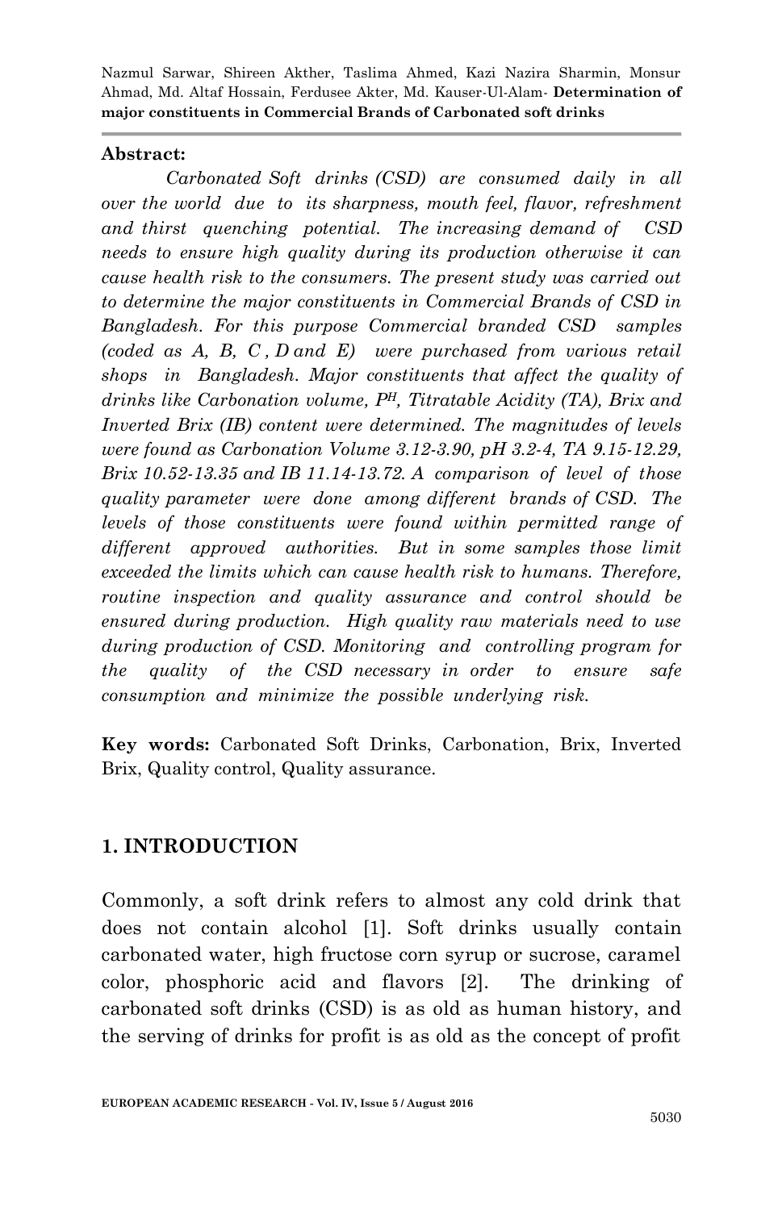## Abstract:

*Carbonated Soft drinks (CSD) are consumed daily in all over the world due to its sharpness, mouth feel, flavor, refreshment and thirst quenching potential. The increasing demand of CSD needs to ensure high quality during its production otherwise it can cause health risk to the consumers. The present study was carried out to determine the major constituents in Commercial Brands of CSD in Bangladesh. For this purpose Commercial branded CSD samples (coded as A, B, C , D and E) were purchased from various retail shops in Bangladesh. Major constituents that affect the quality of drinks like Carbonation volume, $P^H$, Titratable Acidity (TA), Brix and Inverted Brix (IB) content were determined. The magnitudes of levels were found as Carbonation Volume 3.12-3.90, pH 3.2-4, TA 9.15-12.29, Brix 10.52-13.35 and IB 11.14-13.72. A comparison of level of those quality parameter were done among different brands of CSD. The levels of those constituents were found within permitted range of different approved authorities. But in some samples those limit exceeded the limits which can cause health risk to humans. Therefore, routine inspection and quality assurance and control should be ensured during production. High quality raw materials need to use during production of CSD. Monitoring and controlling program for the quality of the CSD necessary in order to ensure safe consumption and minimize the possible underlying risk.*

**Key words:** Carbonated Soft Drinks, Carbonation, Brix, Inverted Brix, Quality control, Quality assurance.

## 1. INTRODUCTION

Commonly, a soft drink refers to almost any cold drink that does not contain alcohol [1]. Soft drinks usually contain carbonated water, high fructose corn syrup or sucrose, caramel color, phosphoric acid and flavors [2]. The drinking of carbonated soft drinks (CSD) is as old as human history, and the serving of drinks for profit is as old as the concept of profit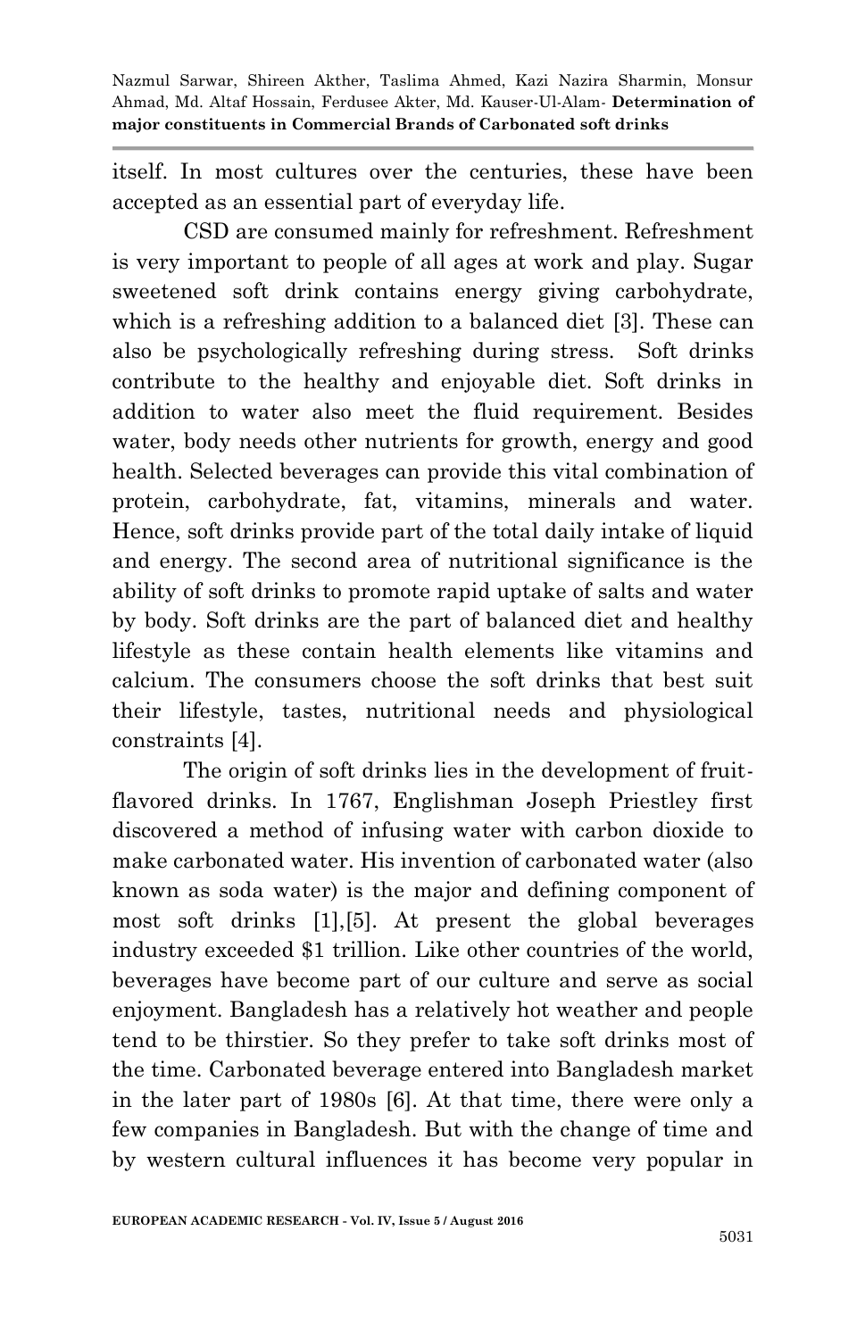itself. In most cultures over the centuries, these have been accepted as an essential part of everyday life.

CSD are consumed mainly for refreshment. Refreshment is very important to people of all ages at work and play. Sugar sweetened soft drink contains energy giving carbohydrate, which is a refreshing addition to a balanced diet [3]. These can also be psychologically refreshing during stress. Soft drinks contribute to the healthy and enjoyable diet. Soft drinks in addition to water also meet the fluid requirement. Besides water, body needs other nutrients for growth, energy and good health. Selected beverages can provide this vital combination of protein, carbohydrate, fat, vitamins, minerals and water. Hence, soft drinks provide part of the total daily intake of liquid and energy. The second area of nutritional significance is the ability of soft drinks to promote rapid uptake of salts and water by body. Soft drinks are the part of balanced diet and healthy lifestyle as these contain health elements like vitamins and calcium. The consumers choose the soft drinks that best suit their lifestyle, tastes, nutritional needs and physiological constraints [4].

The origin of soft drinks lies in the development of fruit-flavored drinks. In 1767, Englishman Joseph Priestley first discovered a method of infusing water with carbon dioxide to make carbonated water. His invention of carbonated water (also known as soda water) is the major and defining component of most soft drinks [1],[5]. At present the global beverages industry exceeded $1 trillion. Like other countries of the world, beverages have become part of our culture and serve as social enjoyment. Bangladesh has a relatively hot weather and people tend to be thirstier. So they prefer to take soft drinks most of the time. Carbonated beverage entered into Bangladesh market in the later part of 1980s [6]. At that time, there were only a few companies in Bangladesh. But with the change of time and by western cultural influences it has become very popular in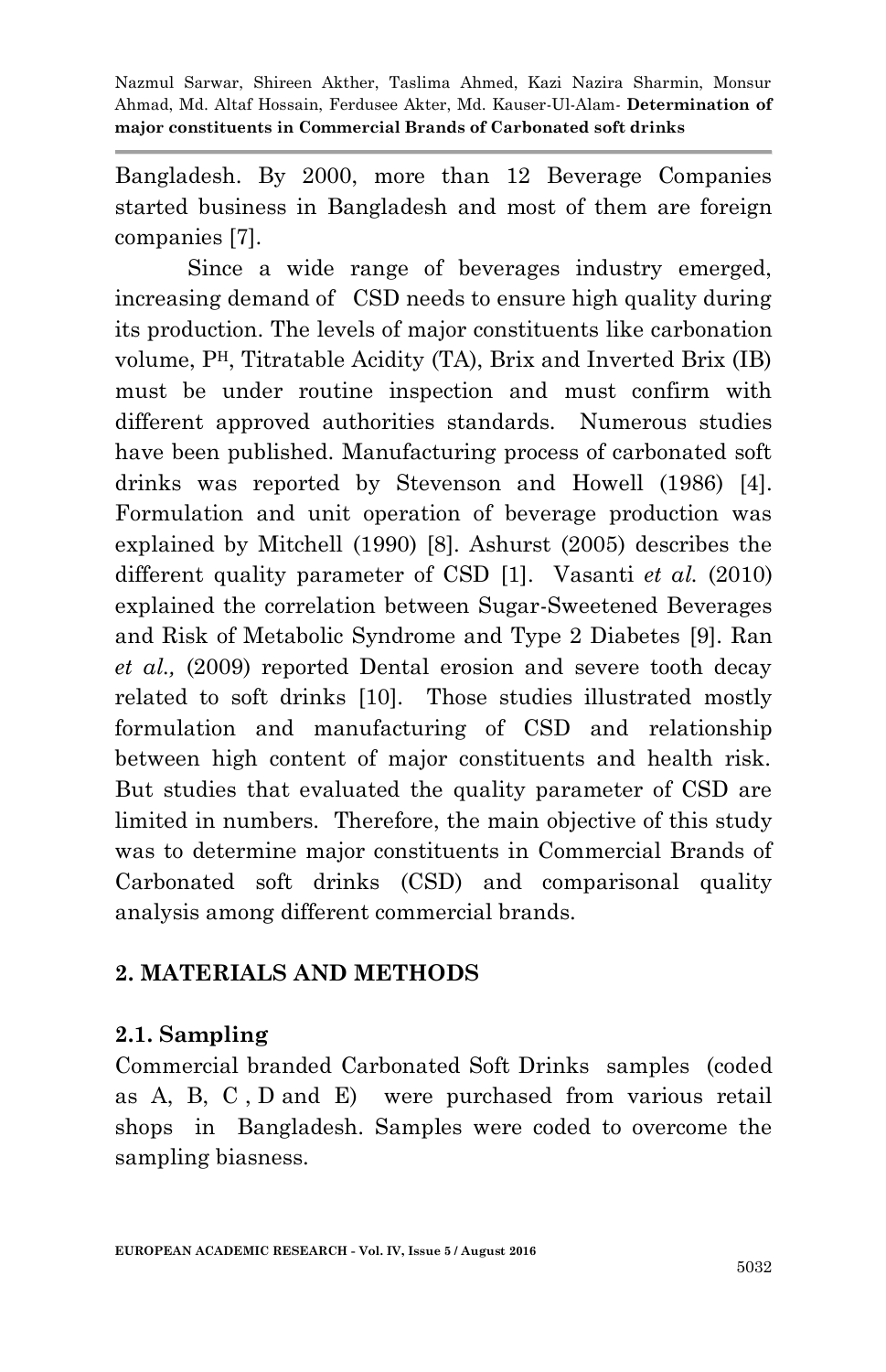Bangladesh. By 2000, more than 12 Beverage Companies started business in Bangladesh and most of them are foreign companies [7].

Since a wide range of beverages industry emerged, increasing demand of CSD needs to ensure high quality during its production. The levels of major constituents like carbonation volume, P<sup>H</sup>, Titratable Acidity (TA), Brix and Inverted Brix (IB) must be under routine inspection and must confirm with different approved authorities standards. Numerous studies have been published. Manufacturing process of carbonated soft drinks was reported by Stevenson and Howell (1986) [4]. Formulation and unit operation of beverage production was explained by Mitchell (1990) [8]. Ashurst (2005) describes the different quality parameter of CSD [1]. Vasanti *et al.* (2010) explained the correlation between Sugar-Sweetened Beverages and Risk of Metabolic Syndrome and Type 2 Diabetes [9]. Ran *et al.,* (2009) reported Dental erosion and severe tooth decay related to soft drinks [10]. Those studies illustrated mostly formulation and manufacturing of CSD and relationship between high content of major constituents and health risk. But studies that evaluated the quality parameter of CSD are limited in numbers. Therefore, the main objective of this study was to determine major constituents in Commercial Brands of Carbonated soft drinks (CSD) and comparisonal quality analysis among different commercial brands.

## 2. MATERIALS AND METHODS

### 2.1. Sampling

Commercial branded Carbonated Soft Drinks samples (coded as A, B, C , D and E) were purchased from various retail shops in Bangladesh. Samples were coded to overcome the sampling biasness.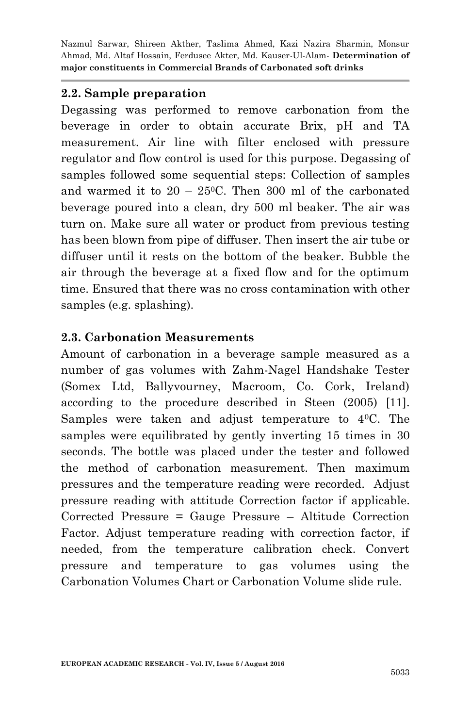## 2.2. Sample preparation

Degassing was performed to remove carbonation from the beverage in order to obtain accurate Brix, pH and TA measurement. Air line with filter enclosed with pressure regulator and flow control is used for this purpose. Degassing of samples followed some sequential steps: Collection of samples and warmed it to 20 – 25$^0$C. Then 300 ml of the carbonated beverage poured into a clean, dry 500 ml beaker. The air was turn on. Make sure all water or product from previous testing has been blown from pipe of diffuser. Then insert the air tube or diffuser until it rests on the bottom of the beaker. Bubble the air through the beverage at a fixed flow and for the optimum time. Ensured that there was no cross contamination with other samples (e.g. splashing).

## 2.3. Carbonation Measurements

Amount of carbonation in a beverage sample measured as a number of gas volumes with Zahm-Nagel Handshake Tester (Somex Ltd, Ballyvourney, Macroom, Co. Cork, Ireland) according to the procedure described in Steen (2005) [11]. Samples were taken and adjust temperature to 4$^0$C. The samples were equilibrated by gently inverting 15 times in 30 seconds. The bottle was placed under the tester and followed the method of carbonation measurement. Then maximum pressures and the temperature reading were recorded. Adjust pressure reading with attitude Correction factor if applicable. Corrected Pressure = Gauge Pressure – Altitude Correction Factor. Adjust temperature reading with correction factor, if needed, from the temperature calibration check. Convert pressure and temperature to gas volumes using the Carbonation Volumes Chart or Carbonation Volume slide rule.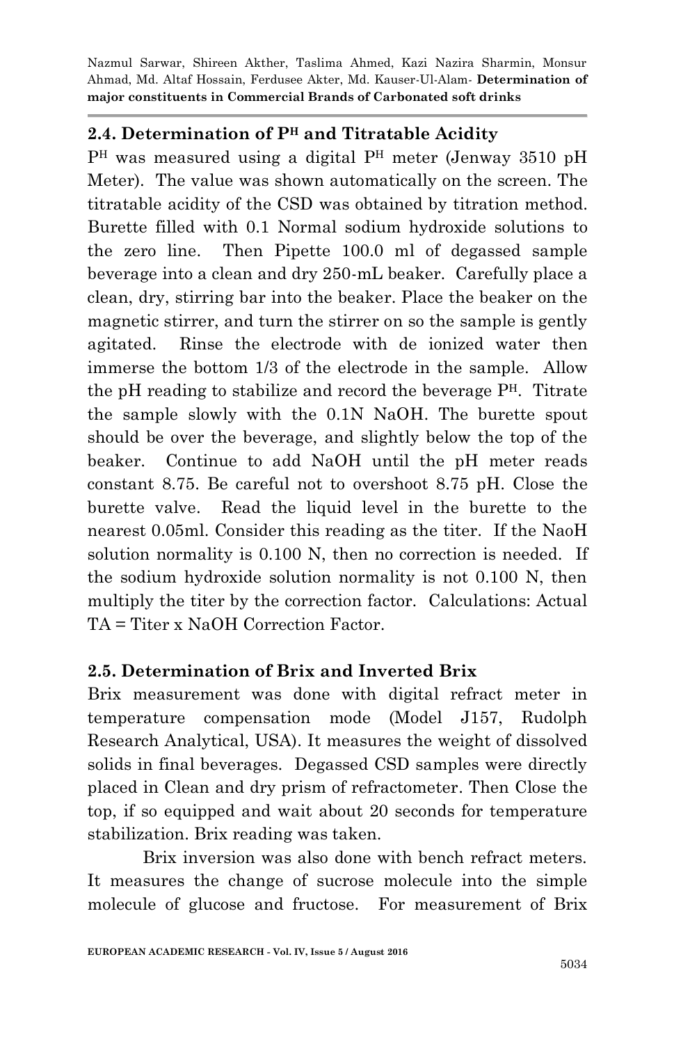## 2.4. Determination of $P^H$ and Titratable Acidity

$P^H$ was measured using a digital $P^H$ meter (Jenway 3510 pH Meter). The value was shown automatically on the screen. The titratable acidity of the CSD was obtained by titration method. Burette filled with 0.1 Normal sodium hydroxide solutions to the zero line. Then Pipette 100.0 ml of degassed sample beverage into a clean and dry 250-mL beaker. Carefully place a clean, dry, stirring bar into the beaker. Place the beaker on the magnetic stirrer, and turn the stirrer on so the sample is gently agitated. Rinse the electrode with de ionized water then immerse the bottom 1/3 of the electrode in the sample. Allow the pH reading to stabilize and record the beverage $P^H$. Titrate the sample slowly with the 0.1N NaOH. The burette spout should be over the beverage, and slightly below the top of the beaker. Continue to add NaOH until the pH meter reads constant 8.75. Be careful not to overshoot 8.75 pH. Close the burette valve. Read the liquid level in the burette to the nearest 0.05ml. Consider this reading as the titer. If the NaoH solution normality is 0.100 N, then no correction is needed. If the sodium hydroxide solution normality is not 0.100 N, then multiply the titer by the correction factor. Calculations: Actual TA = Titer x NaOH Correction Factor.

## 2.5. Determination of Brix and Inverted Brix

Brix measurement was done with digital refract meter in temperature compensation mode (Model J157, Rudolph Research Analytical, USA). It measures the weight of dissolved solids in final beverages. Degassed CSD samples were directly placed in Clean and dry prism of refractometer. Then Close the top, if so equipped and wait about 20 seconds for temperature stabilization. Brix reading was taken.

Brix inversion was also done with bench refract meters. It measures the change of sucrose molecule into the simple molecule of glucose and fructose. For measurement of Brix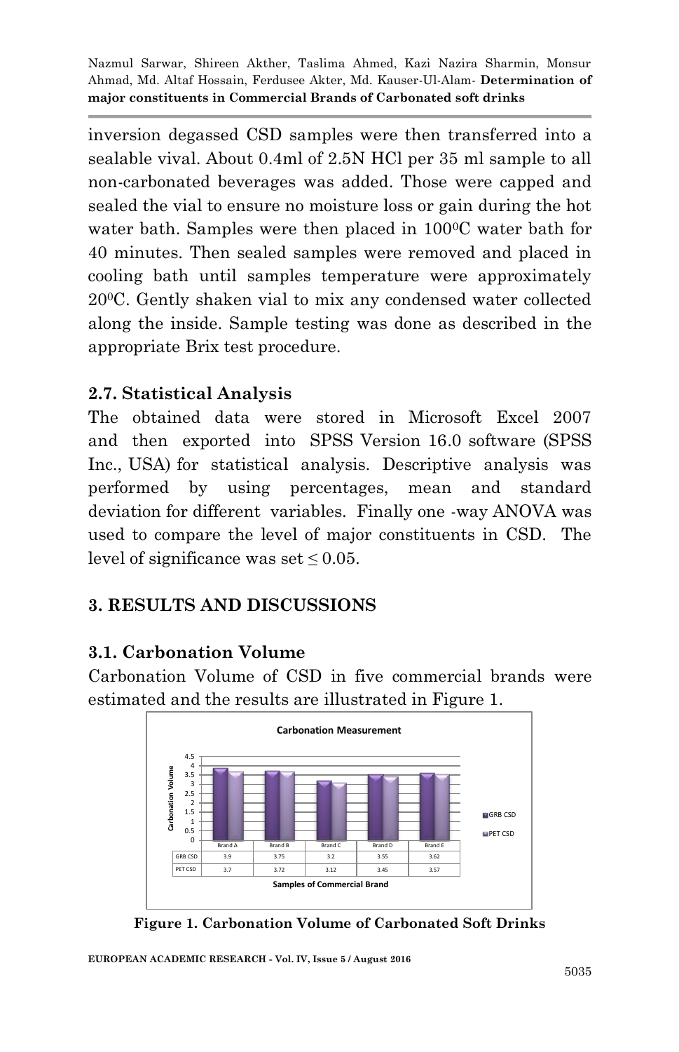inversion degassed CSD samples were then transferred into a sealable vival. About 0.4ml of 2.5N HCl per 35 ml sample to all non-carbonated beverages was added. Those were capped and sealed the vial to ensure no moisture loss or gain during the hot water bath. Samples were then placed in $100^{0}$C water bath for 40 minutes. Then sealed samples were removed and placed in cooling bath until samples temperature were approximately $20^{0}$C. Gently shaken vial to mix any condensed water collected along the inside. Sample testing was done as described in the appropriate Brix test procedure.

### 2.7. Statistical Analysis

The obtained data were stored in Microsoft Excel 2007 and then exported into SPSS Version 16.0 software (SPSS Inc., USA) for statistical analysis. Descriptive analysis was performed by using percentages, mean and standard deviation for different variables. Finally one -way ANOVA was used to compare the level of major constituents in CSD. The level of significance was set ≤ 0.05.

## 3. RESULTS AND DISCUSSIONS

### 3.1. Carbonation Volume

Carbonation Volume of CSD in five commercial brands were estimated and the results are illustrated in Figure 1.

**Carbonation Measurement**

| | Brand A | Brand B | Brand C | Brand D | Brand E |
|---|---|---|---|---|---|
| GRB CSD | 3.9 | 3.75 | 3.2 | 3.55 | 3.62 |
| PET CSD | 3.7 | 3.72 | 3.12 | 3.45 | 3.57 |

Samples of Commercial Brand

**Figure 1. Carbonation Volume of Carbonated Soft Drinks**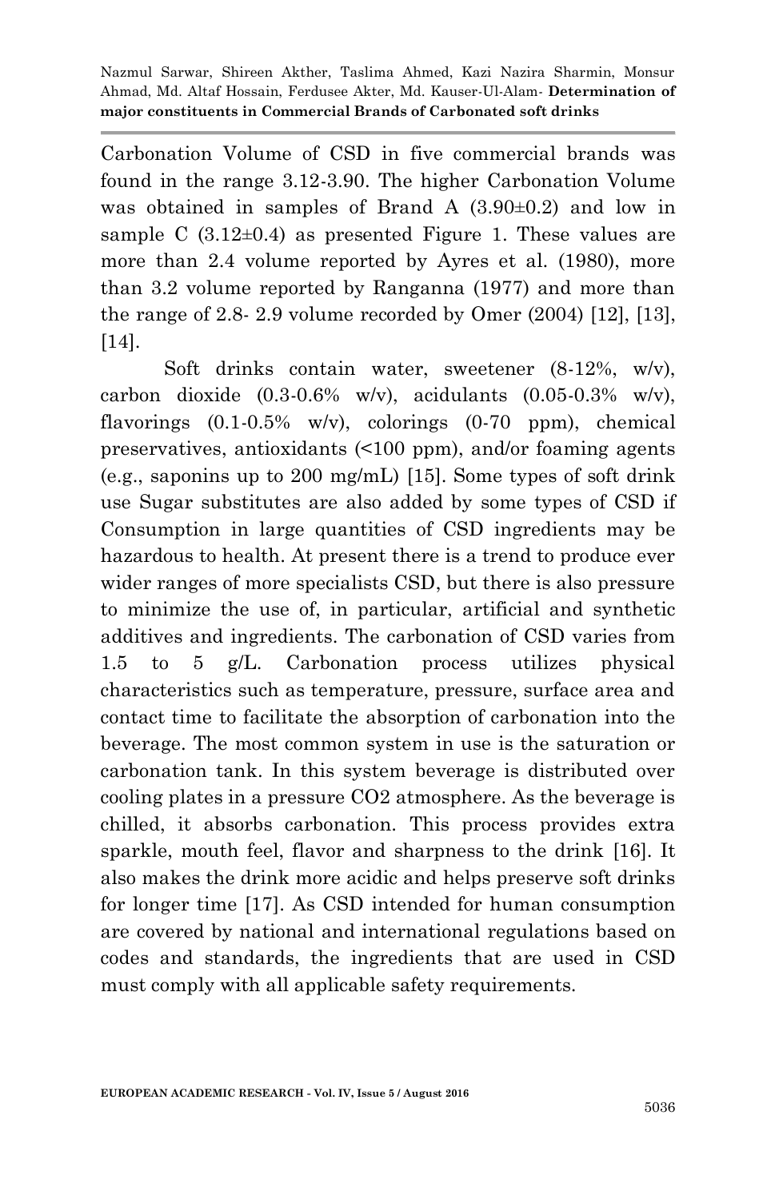Carbonation Volume of CSD in five commercial brands was found in the range 3.12-3.90. The higher Carbonation Volume was obtained in samples of Brand A (3.90±0.2) and low in sample C (3.12±0.4) as presented Figure 1. These values are more than 2.4 volume reported by Ayres et al. (1980), more than 3.2 volume reported by Ranganna (1977) and more than the range of 2.8- 2.9 volume recorded by Omer (2004) [12], [13], [14].

Soft drinks contain water, sweetener (8-12%, w/v), carbon dioxide (0.3-0.6% w/v), acidulants (0.05-0.3% w/v), flavorings (0.1-0.5% w/v), colorings (0-70 ppm), chemical preservatives, antioxidants (<100 ppm), and/or foaming agents (e.g., saponins up to 200 mg/mL) [15]. Some types of soft drink use Sugar substitutes are also added by some types of CSD if Consumption in large quantities of CSD ingredients may be hazardous to health. At present there is a trend to produce ever wider ranges of more specialists CSD, but there is also pressure to minimize the use of, in particular, artificial and synthetic additives and ingredients. The carbonation of CSD varies from 1.5 to 5 g/L. Carbonation process utilizes physical characteristics such as temperature, pressure, surface area and contact time to facilitate the absorption of carbonation into the beverage. The most common system in use is the saturation or carbonation tank. In this system beverage is distributed over cooling plates in a pressure $CO_2$ atmosphere. As the beverage is chilled, it absorbs carbonation. This process provides extra sparkle, mouth feel, flavor and sharpness to the drink [16]. It also makes the drink more acidic and helps preserve soft drinks for longer time [17]. As CSD intended for human consumption are covered by national and international regulations based on codes and standards, the ingredients that are used in CSD must comply with all applicable safety requirements.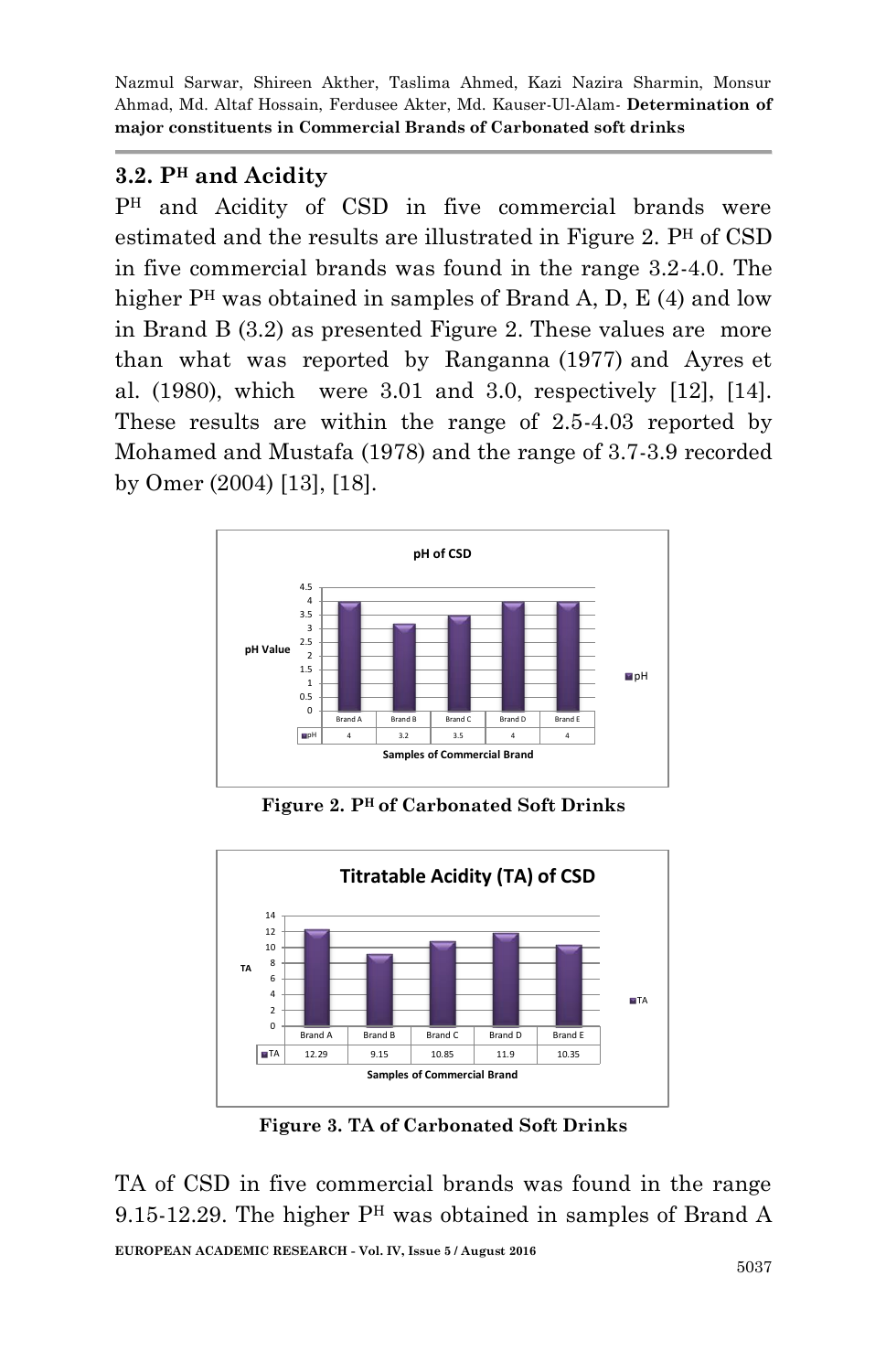### 3.2. PH and Acidity

PH and Acidity of CSD in five commercial brands were estimated and the results are illustrated in Figure 2. PH of CSD in five commercial brands was found in the range 3.2-4.0. The higher PH was obtained in samples of Brand A, D, E (4) and low in Brand B (3.2) as presented Figure 2. These values are more than what was reported by Ranganna (1977) and Ayres et al. (1980), which were 3.01 and 3.0, respectively [12], [14]. These results are within the range of 2.5-4.03 reported by Mohamed and Mustafa (1978) and the range of 3.7-3.9 recorded by Omer (2004) [13], [18].

**pH of CSD**

| | Brand A | Brand B | Brand C | Brand D | Brand E |
|---|---|---|---|---|---|
| pH | 4 | 3.2 | 3.5 | 4 | 4 |

**Figure 2. PH of Carbonated Soft Drinks**

**Titratable Acidity (TA) of CSD**

| | Brand A | Brand B | Brand C | Brand D | Brand E |
|---|---|---|---|---|---|
| TA | 12.29 | 9.15 | 10.85 | 11.9 | 10.35 |

**Figure 3. TA of Carbonated Soft Drinks**

TA of CSD in five commercial brands was found in the range 9.15-12.29. The higher PH was obtained in samples of Brand A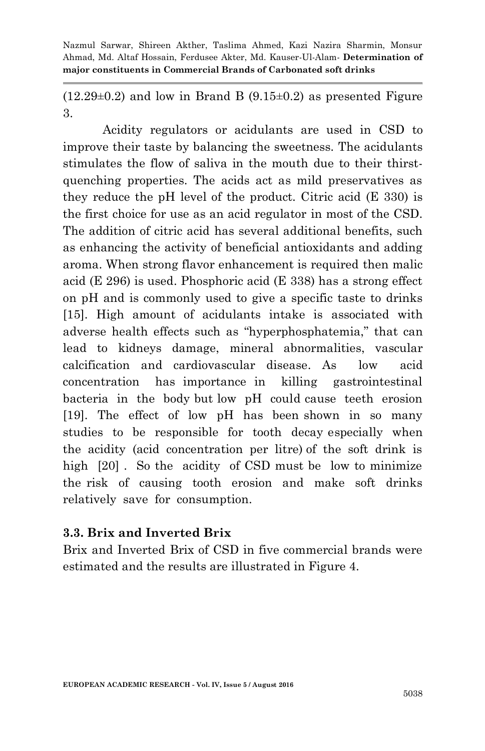(12.29±0.2) and low in Brand B (9.15±0.2) as presented Figure 3.

Acidity regulators or acidulants are used in CSD to improve their taste by balancing the sweetness. The acidulants stimulates the flow of saliva in the mouth due to their thirst-quenching properties. The acids act as mild preservatives as they reduce the pH level of the product. Citric acid (E 330) is the first choice for use as an acid regulator in most of the CSD. The addition of citric acid has several additional benefits, such as enhancing the activity of beneficial antioxidants and adding aroma. When strong flavor enhancement is required then malic acid (E 296) is used. Phosphoric acid (E 338) has a strong effect on pH and is commonly used to give a specific taste to drinks [15]. High amount of acidulants intake is associated with adverse health effects such as "hyperphosphatemia," that can lead to kidneys damage, mineral abnormalities, vascular calcification and cardiovascular disease. As low acid concentration has importance in killing gastrointestinal bacteria in the body but low pH could cause teeth erosion [19]. The effect of low pH has been shown in so many studies to be responsible for tooth decay especially when the acidity (acid concentration per litre) of the soft drink is high [20] . So the acidity of CSD must be low to minimize the risk of causing tooth erosion and make soft drinks relatively save for consumption.

### 3.3. Brix and Inverted Brix

Brix and Inverted Brix of CSD in five commercial brands were estimated and the results are illustrated in Figure 4.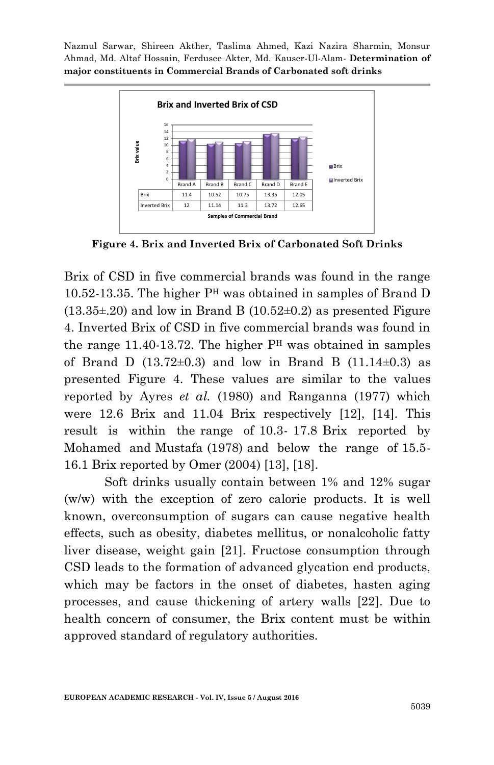**Brix and Inverted Brix of CSD**

| | Brand A | Brand B | Brand C | Brand D | Brand E |
|---|---|---|---|---|---|
| Brix | 11.4 | 10.52 | 10.75 | 13.35 | 12.05 |
| Inverted Brix | 12 | 11.14 | 11.3 | 13.72 | 12.65 |

Samples of Commercial Brand

**Figure 4. Brix and Inverted Brix of Carbonated Soft Drinks**

Brix of CSD in five commercial brands was found in the range 10.52-13.35. The higher $P^H$ was obtained in samples of Brand D (13.35±.20) and low in Brand B (10.52±0.2) as presented Figure 4. Inverted Brix of CSD in five commercial brands was found in the range 11.40-13.72. The higher $P^H$ was obtained in samples of Brand D (13.72±0.3) and low in Brand B (11.14±0.3) as presented Figure 4. These values are similar to the values reported by Ayres *et al.* (1980) and Ranganna (1977) which were 12.6 Brix and 11.04 Brix respectively [12], [14]. This result is within the range of 10.3- 17.8 Brix reported by Mohamed and Mustafa (1978) and below the range of 15.5-16.1 Brix reported by Omer (2004) [13], [18].

Soft drinks usually contain between 1% and 12% sugar (w/w) with the exception of zero calorie products. It is well known, overconsumption of sugars can cause negative health effects, such as obesity, diabetes mellitus, or nonalcoholic fatty liver disease, weight gain [21]. Fructose consumption through CSD leads to the formation of advanced glycation end products, which may be factors in the onset of diabetes, hasten aging processes, and cause thickening of artery walls [22]. Due to health concern of consumer, the Brix content must be within approved standard of regulatory authorities.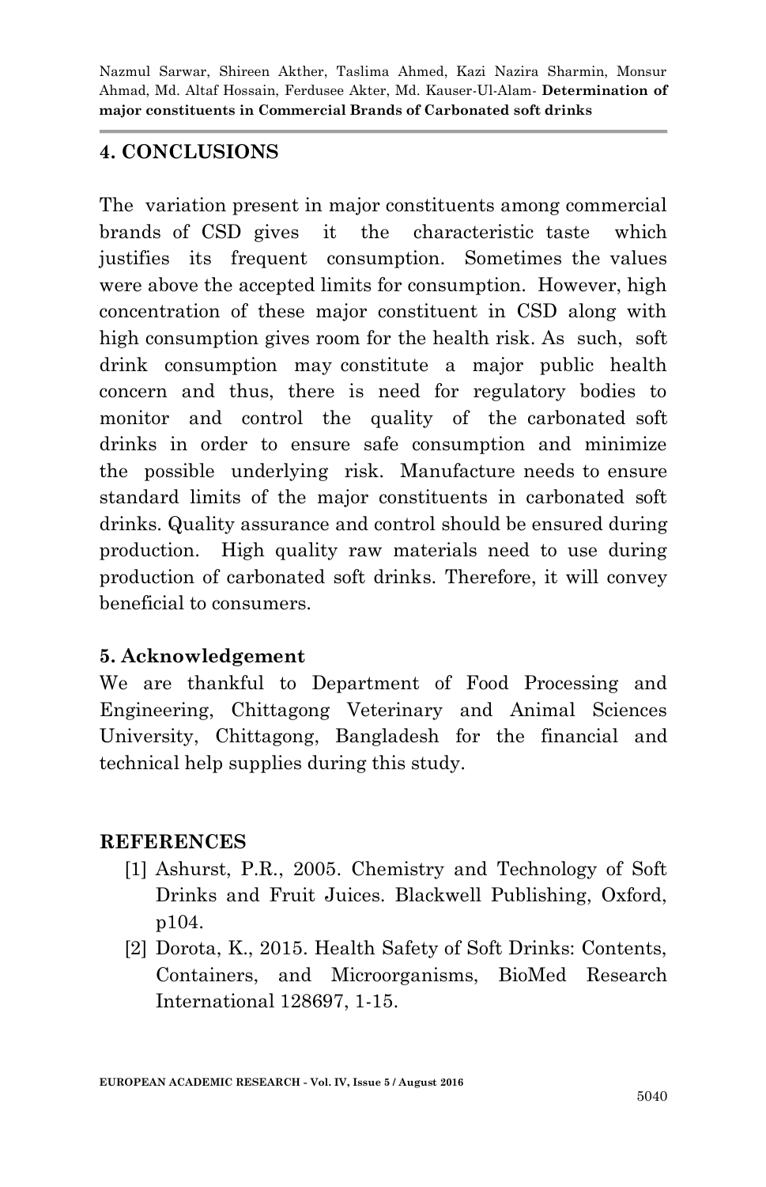## 4. CONCLUSIONS

The variation present in major constituents among commercial brands of CSD gives it the characteristic taste which justifies its frequent consumption. Sometimes the values were above the accepted limits for consumption. However, high concentration of these major constituent in CSD along with high consumption gives room for the health risk. As such, soft drink consumption may constitute a major public health concern and thus, there is need for regulatory bodies to monitor and control the quality of the carbonated soft drinks in order to ensure safe consumption and minimize the possible underlying risk. Manufacture needs to ensure standard limits of the major constituents in carbonated soft drinks. Quality assurance and control should be ensured during production. High quality raw materials need to use during production of carbonated soft drinks. Therefore, it will convey beneficial to consumers.

## 5. Acknowledgement

We are thankful to Department of Food Processing and Engineering, Chittagong Veterinary and Animal Sciences University, Chittagong, Bangladesh for the financial and technical help supplies during this study.

## REFERENCES

[1] Ashurst, P.R., 2005. Chemistry and Technology of Soft Drinks and Fruit Juices. Blackwell Publishing, Oxford, p104.

[2] Dorota, K., 2015. Health Safety of Soft Drinks: Contents, Containers, and Microorganisms, BioMed Research International 128697, 1-15.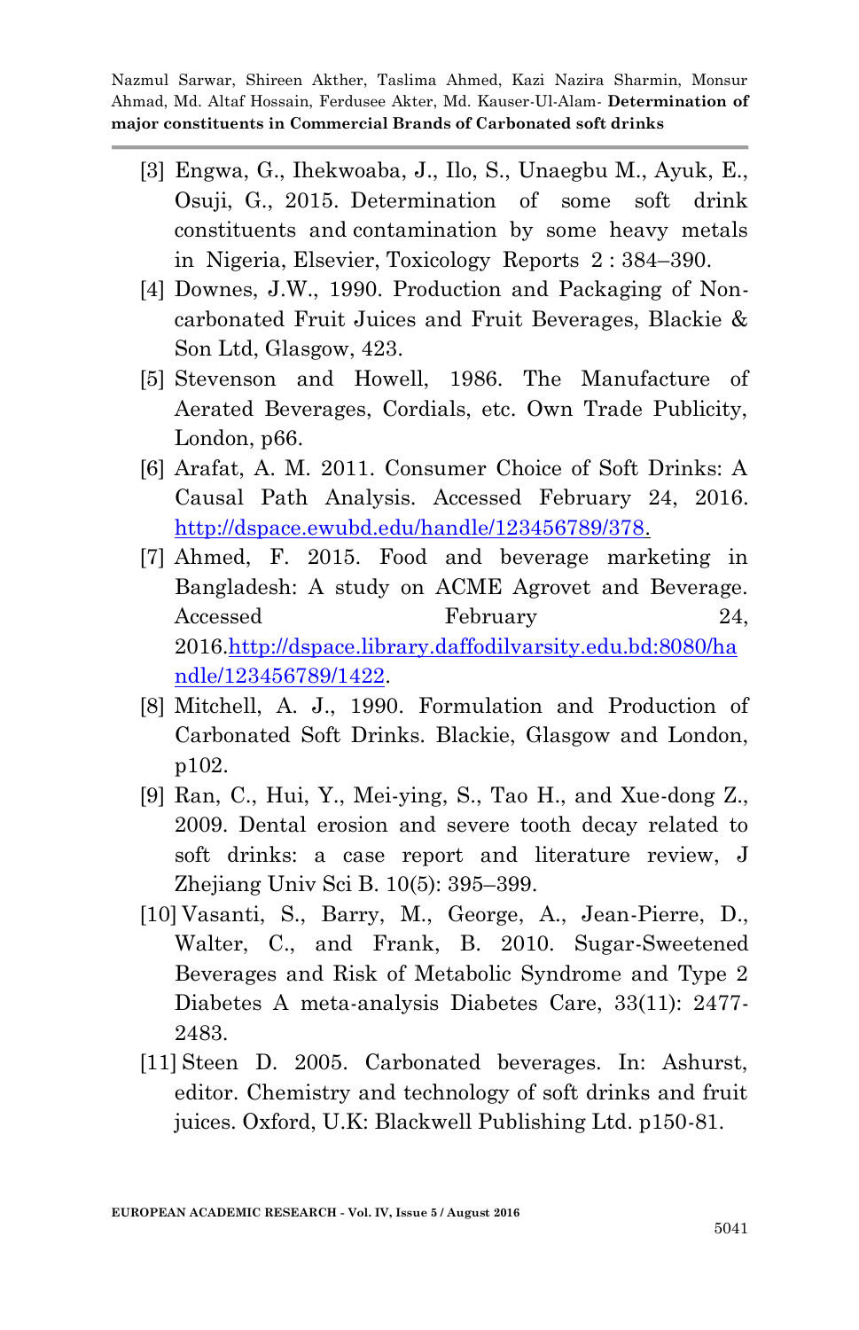[3] Engwa, G., Ihekwoaba, J., Ilo, S., Unaegbu M., Ayuk, E., Osuji, G., 2015. Determination of some soft drink constituents and contamination by some heavy metals in Nigeria, Elsevier, Toxicology Reports 2 : 384–390.

[4] Downes, J.W., 1990. Production and Packaging of Non-carbonated Fruit Juices and Fruit Beverages, Blackie & Son Ltd, Glasgow, 423.

[5] Stevenson and Howell, 1986. The Manufacture of Aerated Beverages, Cordials, etc. Own Trade Publicity, London, p66.

[6] Arafat, A. M. 2011. Consumer Choice of Soft Drinks: A Causal Path Analysis. Accessed February 24, 2016. http://dspace.ewubd.edu/handle/123456789/378.

[7] Ahmed, F. 2015. Food and beverage marketing in Bangladesh: A study on ACME Agrovet and Beverage. Accessed February 24, 2016.http://dspace.library.daffodilvarsity.edu.bd:8080/handle/123456789/1422.

[8] Mitchell, A. J., 1990. Formulation and Production of Carbonated Soft Drinks. Blackie, Glasgow and London, p102.

[9] Ran, C., Hui, Y., Mei-ying, S., Tao H., and Xue-dong Z., 2009. Dental erosion and severe tooth decay related to soft drinks: a case report and literature review, J Zhejiang Univ Sci B. 10(5): 395–399.

[10] Vasanti, S., Barry, M., George, A., Jean-Pierre, D., Walter, C., and Frank, B. 2010. Sugar-Sweetened Beverages and Risk of Metabolic Syndrome and Type 2 Diabetes A meta-analysis Diabetes Care, 33(11): 2477-2483.

[11] Steen D. 2005. Carbonated beverages. In: Ashurst, editor. Chemistry and technology of soft drinks and fruit juices. Oxford, U.K: Blackwell Publishing Ltd. p150-81.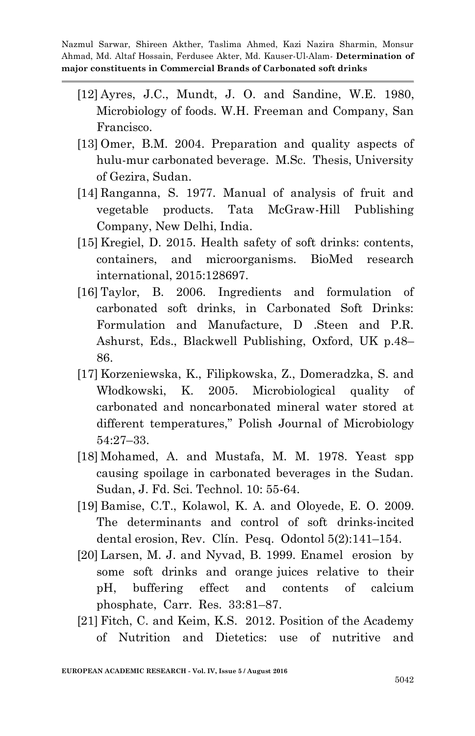[12] Ayres, J.C., Mundt, J. O. and Sandine, W.E. 1980, Microbiology of foods. W.H. Freeman and Company, San Francisco.

[13] Omer, B.M. 2004. Preparation and quality aspects of hulu-mur carbonated beverage. M.Sc. Thesis, University of Gezira, Sudan.

[14] Ranganna, S. 1977. Manual of analysis of fruit and vegetable products. Tata McGraw-Hill Publishing Company, New Delhi, India.

[15] Kregiel, D. 2015. Health safety of soft drinks: contents, containers, and microorganisms. BioMed research international, 2015:128697.

[16] Taylor, B. 2006. Ingredients and formulation of carbonated soft drinks, in Carbonated Soft Drinks: Formulation and Manufacture, D .Steen and P.R. Ashurst, Eds., Blackwell Publishing, Oxford, UK p.48–86.

[17] Korzeniewska, K., Filipkowska, Z., Domeradzka, S. and Włodkowski, K. 2005. Microbiological quality of carbonated and noncarbonated mineral water stored at different temperatures," Polish Journal of Microbiology 54:27–33.

[18] Mohamed, A. and Mustafa, M. M. 1978. Yeast spp causing spoilage in carbonated beverages in the Sudan. Sudan, J. Fd. Sci. Technol. 10: 55-64.

[19] Bamise, C.T., Kolawol, K. A. and Oloyede, E. O. 2009. The determinants and control of soft drinks-incited dental erosion, Rev. Clín. Pesq. Odontol 5(2):141–154.

[20] Larsen, M. J. and Nyvad, B. 1999. Enamel erosion by some soft drinks and orange juices relative to their pH, buffering effect and contents of calcium phosphate, Carr. Res. 33:81–87.

[21] Fitch, C. and Keim, K.S. 2012. Position of the Academy of Nutrition and Dietetics: use of nutritive and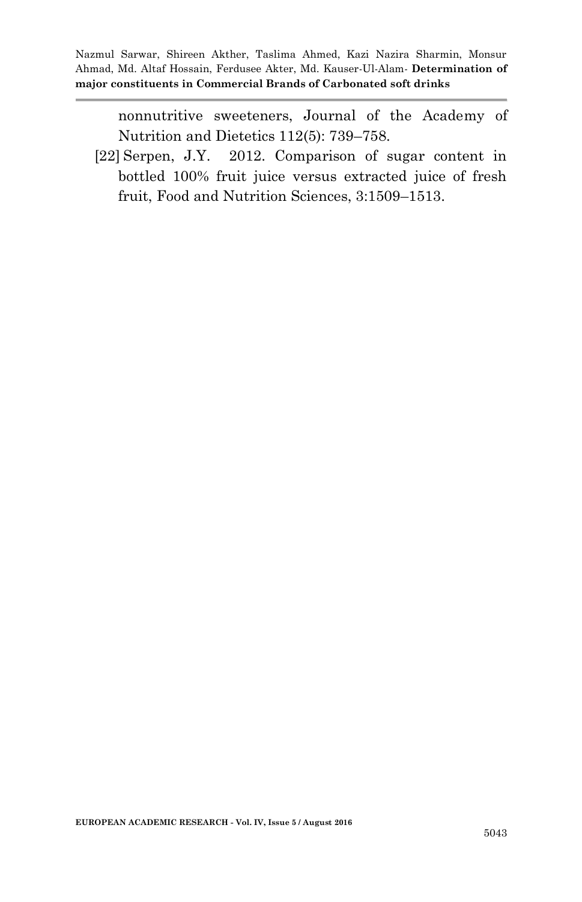nonnutritive sweeteners, Journal of the Academy of Nutrition and Dietetics 112(5): 739–758.

[22] Serpen, J.Y. 2012. Comparison of sugar content in bottled 100% fruit juice versus extracted juice of fresh fruit, Food and Nutrition Sciences, 3:1509–1513.